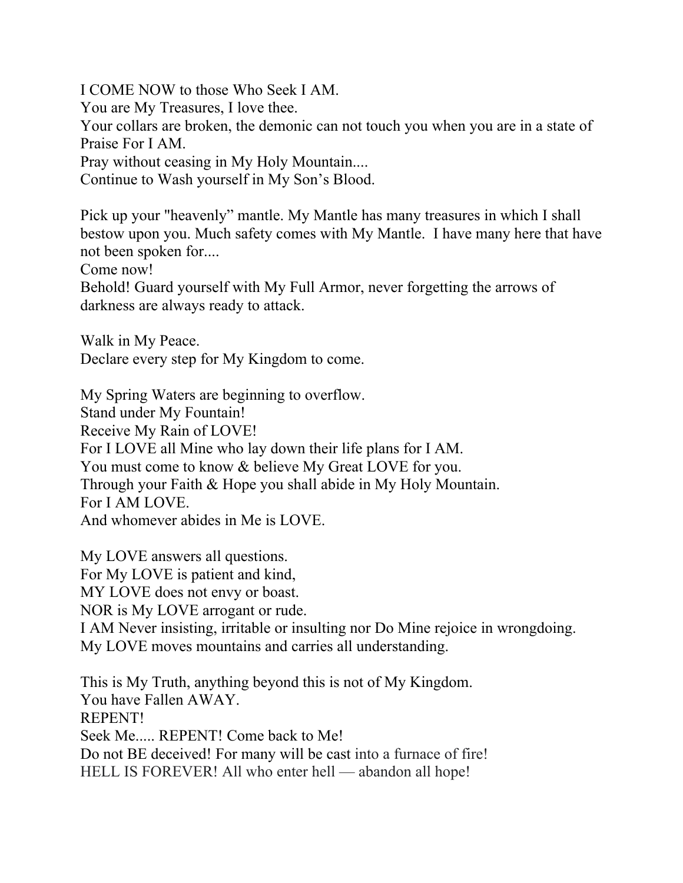I COME NOW to those Who Seek I AM.
You are My Treasures, I love thee.
Your collars are broken, the demonic can not touch you when you are in a state of Praise For I AM.
Pray without ceasing in My Holy Mountain....
Continue to Wash yourself in My Son's Blood.

Pick up your "heavenly" mantle. My Mantle has many treasures in which I shall bestow upon you. Much safety comes with My Mantle. I have many here that have not been spoken for....
Come now!
Behold! Guard yourself with My Full Armor, never forgetting the arrows of darkness are always ready to attack.

Walk in My Peace.
Declare every step for My Kingdom to come.

My Spring Waters are beginning to overflow.
Stand under My Fountain!
Receive My Rain of LOVE!
For I LOVE all Mine who lay down their life plans for I AM.
You must come to know & believe My Great LOVE for you.
Through your Faith & Hope you shall abide in My Holy Mountain.
For I AM LOVE.
And whomever abides in Me is LOVE.

My LOVE answers all questions.
For My LOVE is patient and kind,
MY LOVE does not envy or boast.
NOR is My LOVE arrogant or rude.
I AM Never insisting, irritable or insulting nor Do Mine rejoice in wrongdoing.
My LOVE moves mountains and carries all understanding.

This is My Truth, anything beyond this is not of My Kingdom.
You have Fallen AWAY.
REPENT!
Seek Me..... REPENT! Come back to Me!
Do not BE deceived! For many will be cast into a furnace of fire!
HELL IS FOREVER! All who enter hell — abandon all hope!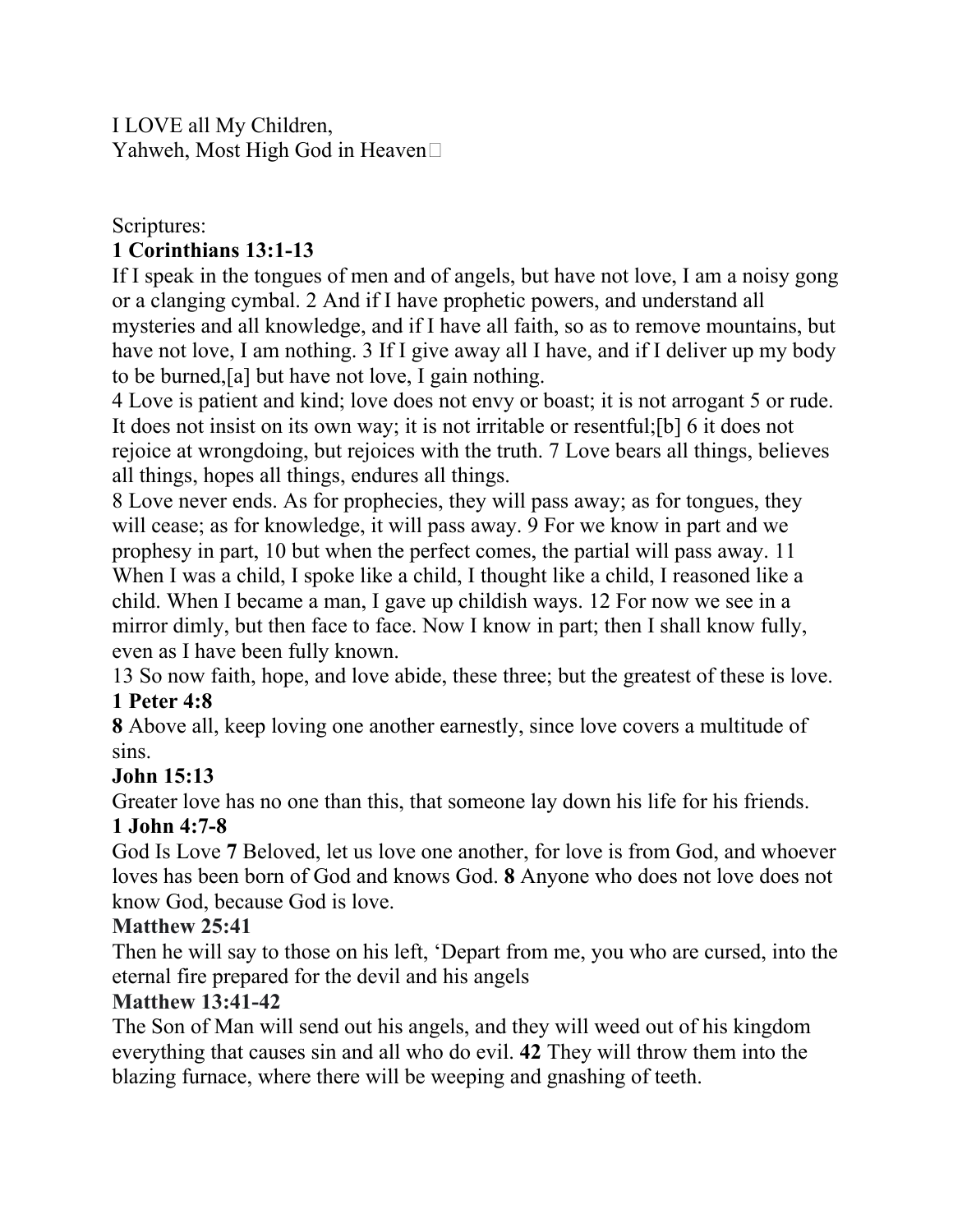I LOVE all My Children,
Yahweh, Most High God in Heaven□

Scriptures:

**1 Corinthians 13:1-13**

If I speak in the tongues of men and of angels, but have not love, I am a noisy gong or a clanging cymbal. 2 And if I have prophetic powers, and understand all mysteries and all knowledge, and if I have all faith, so as to remove mountains, but have not love, I am nothing. 3 If I give away all I have, and if I deliver up my body to be burned,[a] but have not love, I gain nothing.

4 Love is patient and kind; love does not envy or boast; it is not arrogant 5 or rude. It does not insist on its own way; it is not irritable or resentful;[b] 6 it does not rejoice at wrongdoing, but rejoices with the truth. 7 Love bears all things, believes all things, hopes all things, endures all things.

8 Love never ends. As for prophecies, they will pass away; as for tongues, they will cease; as for knowledge, it will pass away. 9 For we know in part and we prophesy in part, 10 but when the perfect comes, the partial will pass away. 11 When I was a child, I spoke like a child, I thought like a child, I reasoned like a child. When I became a man, I gave up childish ways. 12 For now we see in a mirror dimly, but then face to face. Now I know in part; then I shall know fully, even as I have been fully known.

13 So now faith, hope, and love abide, these three; but the greatest of these is love.

**1 Peter 4:8**

**8** Above all, keep loving one another earnestly, since love covers a multitude of sins.

**John 15:13**

Greater love has no one than this, that someone lay down his life for his friends.

**1 John 4:7-8**

God Is Love **7** Beloved, let us love one another, for love is from God, and whoever loves has been born of God and knows God. **8** Anyone who does not love does not know God, because God is love.

**Matthew 25:41**

Then he will say to those on his left, 'Depart from me, you who are cursed, into the eternal fire prepared for the devil and his angels

**Matthew 13:41-42**

The Son of Man will send out his angels, and they will weed out of his kingdom everything that causes sin and all who do evil. **42** They will throw them into the blazing furnace, where there will be weeping and gnashing of teeth.